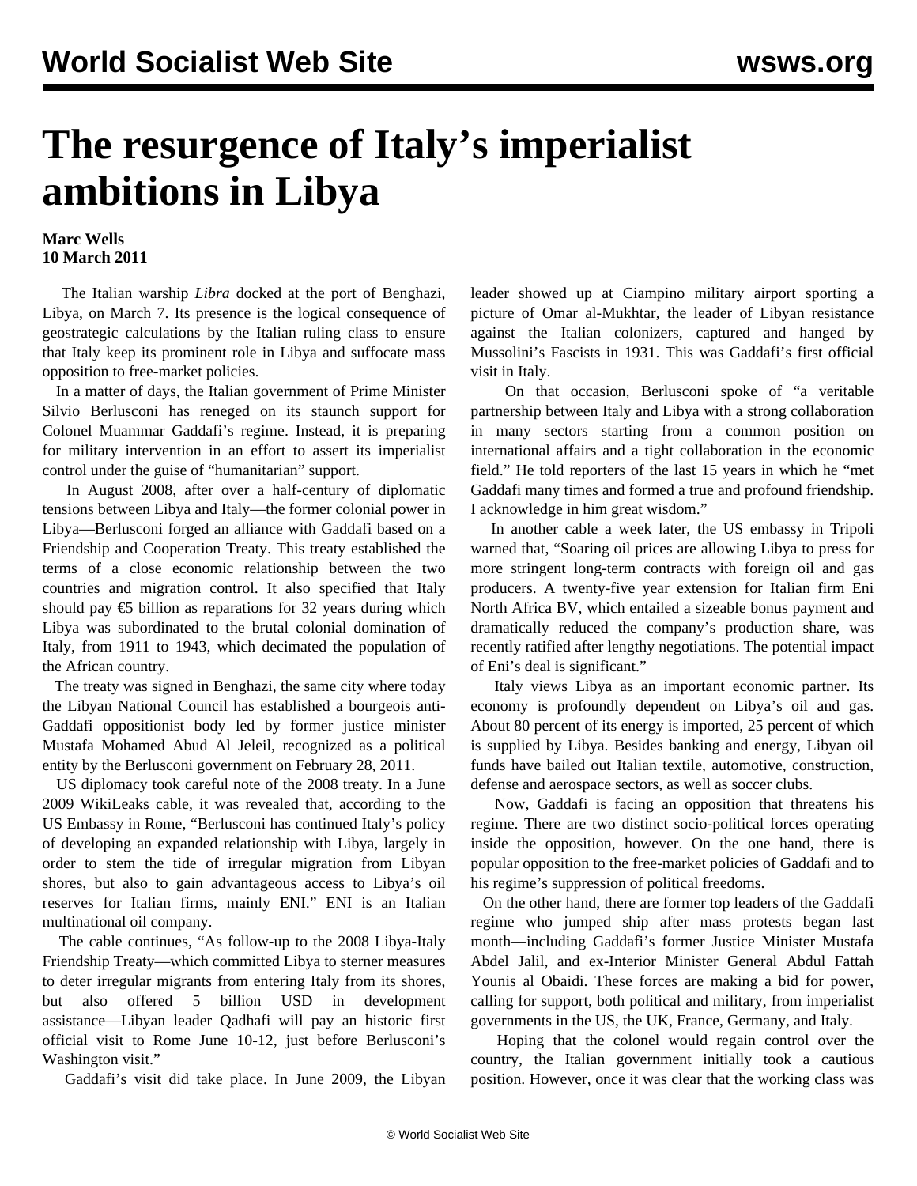# The resurgence of Italy's imperialist ambitions in Libya

**Marc Wells**
**10 March 2011**

The Italian warship *Libra* docked at the port of Benghazi, Libya, on March 7. Its presence is the logical consequence of geostrategic calculations by the Italian ruling class to ensure that Italy keep its prominent role in Libya and suffocate mass opposition to free-market policies.

In a matter of days, the Italian government of Prime Minister Silvio Berlusconi has reneged on its staunch support for Colonel Muammar Gaddafi's regime. Instead, it is preparing for military intervention in an effort to assert its imperialist control under the guise of "humanitarian" support.

In August 2008, after over a half-century of diplomatic tensions between Libya and Italy—the former colonial power in Libya—Berlusconi forged an alliance with Gaddafi based on a Friendship and Cooperation Treaty. This treaty established the terms of a close economic relationship between the two countries and migration control. It also specified that Italy should pay €5 billion as reparations for 32 years during which Libya was subordinated to the brutal colonial domination of Italy, from 1911 to 1943, which decimated the population of the African country.

The treaty was signed in Benghazi, the same city where today the Libyan National Council has established a bourgeois anti-Gaddafi oppositionist body led by former justice minister Mustafa Mohamed Abud Al Jeleil, recognized as a political entity by the Berlusconi government on February 28, 2011.

US diplomacy took careful note of the 2008 treaty. In a June 2009 WikiLeaks cable, it was revealed that, according to the US Embassy in Rome, "Berlusconi has continued Italy's policy of developing an expanded relationship with Libya, largely in order to stem the tide of irregular migration from Libyan shores, but also to gain advantageous access to Libya's oil reserves for Italian firms, mainly ENI." ENI is an Italian multinational oil company.

The cable continues, "As follow-up to the 2008 Libya-Italy Friendship Treaty—which committed Libya to sterner measures to deter irregular migrants from entering Italy from its shores, but also offered 5 billion USD in development assistance—Libyan leader Qadhafi will pay an historic first official visit to Rome June 10-12, just before Berlusconi's Washington visit."

Gaddafi's visit did take place. In June 2009, the Libyan leader showed up at Ciampino military airport sporting a picture of Omar al-Mukhtar, the leader of Libyan resistance against the Italian colonizers, captured and hanged by Mussolini's Fascists in 1931. This was Gaddafi's first official visit in Italy.

On that occasion, Berlusconi spoke of "a veritable partnership between Italy and Libya with a strong collaboration in many sectors starting from a common position on international affairs and a tight collaboration in the economic field." He told reporters of the last 15 years in which he "met Gaddafi many times and formed a true and profound friendship. I acknowledge in him great wisdom."

In another cable a week later, the US embassy in Tripoli warned that, "Soaring oil prices are allowing Libya to press for more stringent long-term contracts with foreign oil and gas producers. A twenty-five year extension for Italian firm Eni North Africa BV, which entailed a sizeable bonus payment and dramatically reduced the company's production share, was recently ratified after lengthy negotiations. The potential impact of Eni's deal is significant."

Italy views Libya as an important economic partner. Its economy is profoundly dependent on Libya's oil and gas. About 80 percent of its energy is imported, 25 percent of which is supplied by Libya. Besides banking and energy, Libyan oil funds have bailed out Italian textile, automotive, construction, defense and aerospace sectors, as well as soccer clubs.

Now, Gaddafi is facing an opposition that threatens his regime. There are two distinct socio-political forces operating inside the opposition, however. On the one hand, there is popular opposition to the free-market policies of Gaddafi and to his regime's suppression of political freedoms.

On the other hand, there are former top leaders of the Gaddafi regime who jumped ship after mass protests began last month—including Gaddafi's former Justice Minister Mustafa Abdel Jalil, and ex-Interior Minister General Abdul Fattah Younis al Obaidi. These forces are making a bid for power, calling for support, both political and military, from imperialist governments in the US, the UK, France, Germany, and Italy.

Hoping that the colonel would regain control over the country, the Italian government initially took a cautious position. However, once it was clear that the working class was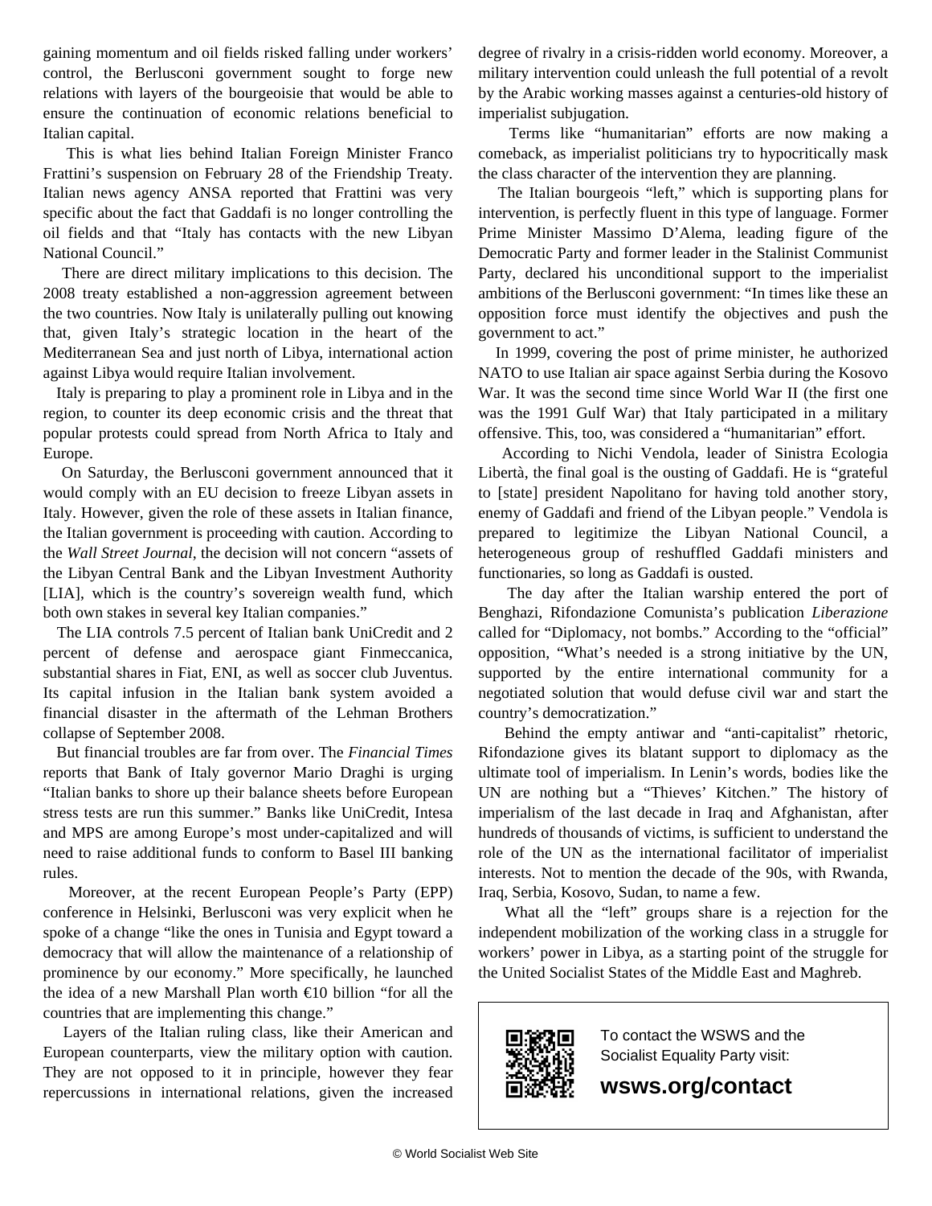gaining momentum and oil fields risked falling under workers' control, the Berlusconi government sought to forge new relations with layers of the bourgeoisie that would be able to ensure the continuation of economic relations beneficial to Italian capital.

This is what lies behind Italian Foreign Minister Franco Frattini's suspension on February 28 of the Friendship Treaty. Italian news agency ANSA reported that Frattini was very specific about the fact that Gaddafi is no longer controlling the oil fields and that "Italy has contacts with the new Libyan National Council."

There are direct military implications to this decision. The 2008 treaty established a non-aggression agreement between the two countries. Now Italy is unilaterally pulling out knowing that, given Italy's strategic location in the heart of the Mediterranean Sea and just north of Libya, international action against Libya would require Italian involvement.

Italy is preparing to play a prominent role in Libya and in the region, to counter its deep economic crisis and the threat that popular protests could spread from North Africa to Italy and Europe.

On Saturday, the Berlusconi government announced that it would comply with an EU decision to freeze Libyan assets in Italy. However, given the role of these assets in Italian finance, the Italian government is proceeding with caution. According to the *Wall Street Journal*, the decision will not concern "assets of the Libyan Central Bank and the Libyan Investment Authority [LIA], which is the country's sovereign wealth fund, which both own stakes in several key Italian companies."

The LIA controls 7.5 percent of Italian bank UniCredit and 2 percent of defense and aerospace giant Finmeccanica, substantial shares in Fiat, ENI, as well as soccer club Juventus. Its capital infusion in the Italian bank system avoided a financial disaster in the aftermath of the Lehman Brothers collapse of September 2008.

But financial troubles are far from over. The *Financial Times* reports that Bank of Italy governor Mario Draghi is urging "Italian banks to shore up their balance sheets before European stress tests are run this summer." Banks like UniCredit, Intesa and MPS are among Europe's most under-capitalized and will need to raise additional funds to conform to Basel III banking rules.

Moreover, at the recent European People's Party (EPP) conference in Helsinki, Berlusconi was very explicit when he spoke of a change "like the ones in Tunisia and Egypt toward a democracy that will allow the maintenance of a relationship of prominence by our economy." More specifically, he launched the idea of a new Marshall Plan worth €10 billion "for all the countries that are implementing this change."

Layers of the Italian ruling class, like their American and European counterparts, view the military option with caution. They are not opposed to it in principle, however they fear repercussions in international relations, given the increased degree of rivalry in a crisis-ridden world economy. Moreover, a military intervention could unleash the full potential of a revolt by the Arabic working masses against a centuries-old history of imperialist subjugation.

Terms like "humanitarian" efforts are now making a comeback, as imperialist politicians try to hypocritically mask the class character of the intervention they are planning.

The Italian bourgeois "left," which is supporting plans for intervention, is perfectly fluent in this type of language. Former Prime Minister Massimo D'Alema, leading figure of the Democratic Party and former leader in the Stalinist Communist Party, declared his unconditional support to the imperialist ambitions of the Berlusconi government: "In times like these an opposition force must identify the objectives and push the government to act."

In 1999, covering the post of prime minister, he authorized NATO to use Italian air space against Serbia during the Kosovo War. It was the second time since World War II (the first one was the 1991 Gulf War) that Italy participated in a military offensive. This, too, was considered a "humanitarian" effort.

According to Nichi Vendola, leader of Sinistra Ecologia Libertà, the final goal is the ousting of Gaddafi. He is "grateful to [state] president Napolitano for having told another story, enemy of Gaddafi and friend of the Libyan people." Vendola is prepared to legitimize the Libyan National Council, a heterogeneous group of reshuffled Gaddafi ministers and functionaries, so long as Gaddafi is ousted.

The day after the Italian warship entered the port of Benghazi, Rifondazione Comunista's publication *Liberazione* called for "Diplomacy, not bombs." According to the "official" opposition, "What's needed is a strong initiative by the UN, supported by the entire international community for a negotiated solution that would defuse civil war and start the country's democratization."

Behind the empty antiwar and "anti-capitalist" rhetoric, Rifondazione gives its blatant support to diplomacy as the ultimate tool of imperialism. In Lenin's words, bodies like the UN are nothing but a "Thieves' Kitchen." The history of imperialism of the last decade in Iraq and Afghanistan, after hundreds of thousands of victims, is sufficient to understand the role of the UN as the international facilitator of imperialist interests. Not to mention the decade of the 90s, with Rwanda, Iraq, Serbia, Kosovo, Sudan, to name a few.

What all the "left" groups share is a rejection for the independent mobilization of the working class in a struggle for workers' power in Libya, as a starting point of the struggle for the United Socialist States of the Middle East and Maghreb.

To contact the WSWS and the Socialist Equality Party visit:

**wsws.org/contact**